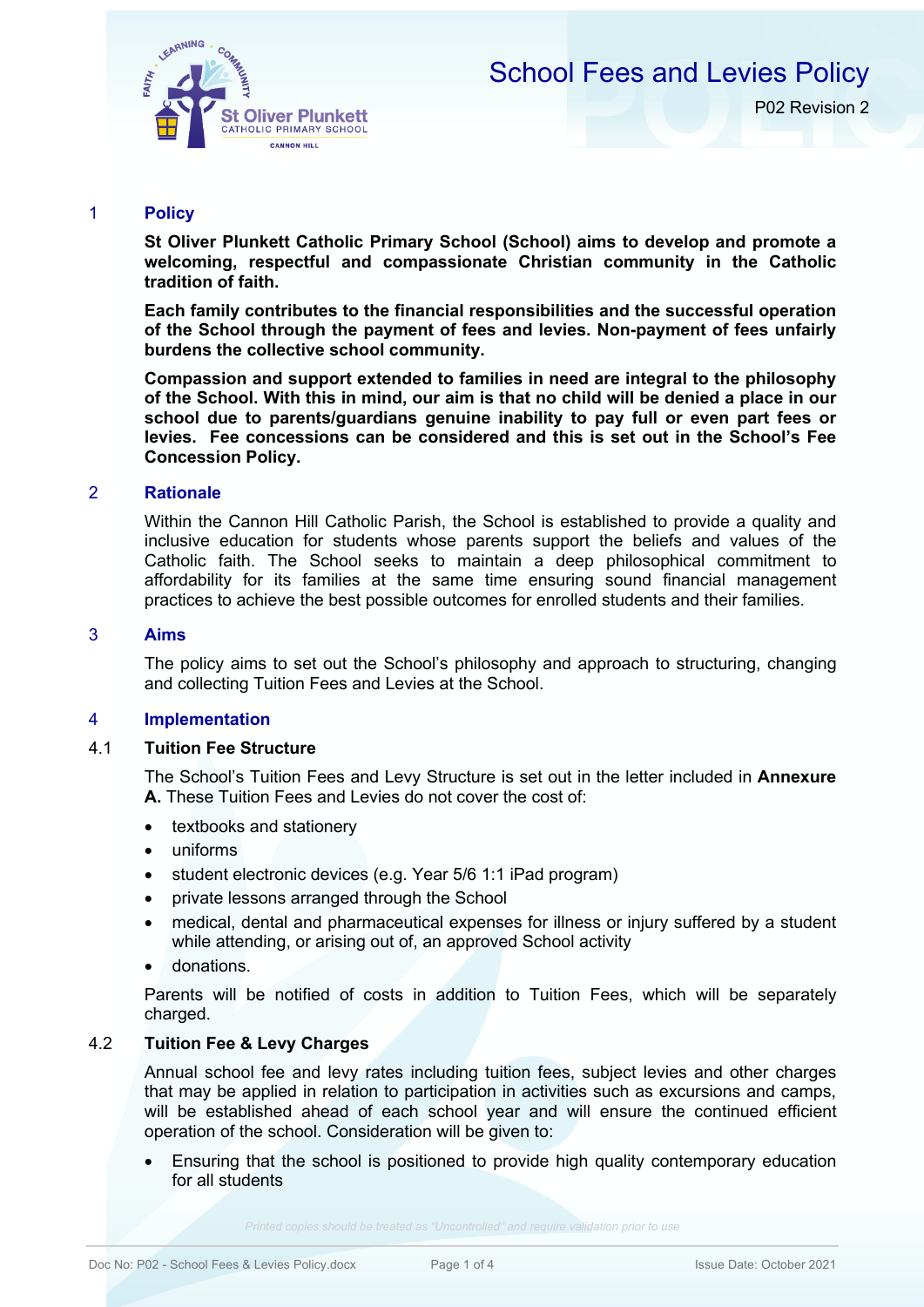# School Fees and Levies Policy

P02 Revision 2

## 1 Policy

**St Oliver Plunkett Catholic Primary School (School) aims to develop and promote a welcoming, respectful and compassionate Christian community in the Catholic tradition of faith.**

**Each family contributes to the financial responsibilities and the successful operation of the School through the payment of fees and levies. Non-payment of fees unfairly burdens the collective school community.**

**Compassion and support extended to families in need are integral to the philosophy of the School. With this in mind, our aim is that no child will be denied a place in our school due to parents/guardians genuine inability to pay full or even part fees or levies. Fee concessions can be considered and this is set out in the School's Fee Concession Policy.**

## 2 Rationale

Within the Cannon Hill Catholic Parish, the School is established to provide a quality and inclusive education for students whose parents support the beliefs and values of the Catholic faith. The School seeks to maintain a deep philosophical commitment to affordability for its families at the same time ensuring sound financial management practices to achieve the best possible outcomes for enrolled students and their families.

## 3 Aims

The policy aims to set out the School's philosophy and approach to structuring, changing and collecting Tuition Fees and Levies at the School.

## 4 Implementation

### 4.1 Tuition Fee Structure

The School's Tuition Fees and Levy Structure is set out in the letter included in **Annexure A.** These Tuition Fees and Levies do not cover the cost of:

- textbooks and stationery
- uniforms
- student electronic devices (e.g. Year 5/6 1:1 iPad program)
- private lessons arranged through the School
- medical, dental and pharmaceutical expenses for illness or injury suffered by a student while attending, or arising out of, an approved School activity
- donations.

Parents will be notified of costs in addition to Tuition Fees, which will be separately charged.

### 4.2 Tuition Fee & Levy Charges

Annual school fee and levy rates including tuition fees, subject levies and other charges that may be applied in relation to participation in activities such as excursions and camps, will be established ahead of each school year and will ensure the continued efficient operation of the school. Consideration will be given to:

- Ensuring that the school is positioned to provide high quality contemporary education for all students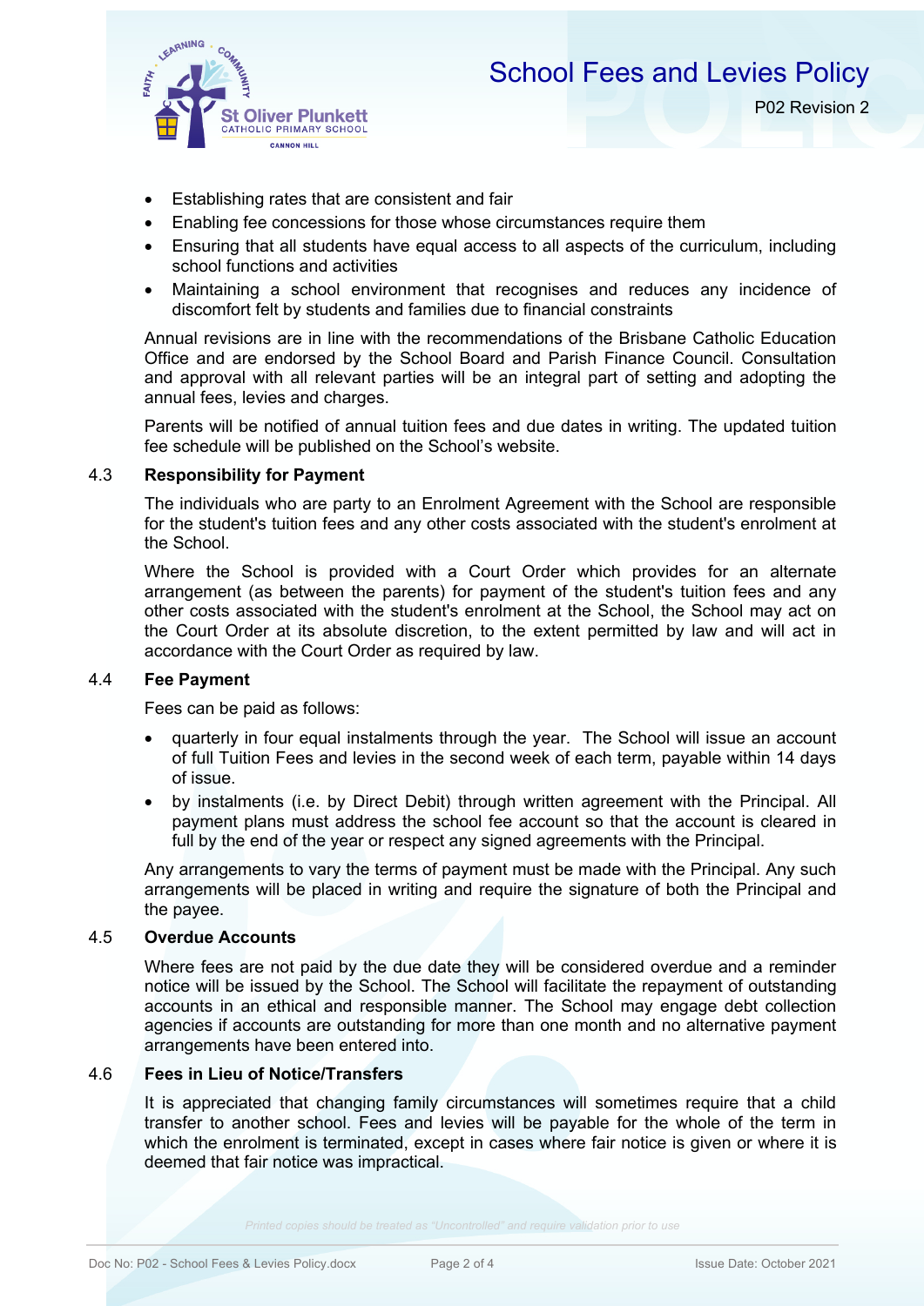- Establishing rates that are consistent and fair
- Enabling fee concessions for those whose circumstances require them
- Ensuring that all students have equal access to all aspects of the curriculum, including school functions and activities
- Maintaining a school environment that recognises and reduces any incidence of discomfort felt by students and families due to financial constraints

Annual revisions are in line with the recommendations of the Brisbane Catholic Education Office and are endorsed by the School Board and Parish Finance Council. Consultation and approval with all relevant parties will be an integral part of setting and adopting the annual fees, levies and charges.

Parents will be notified of annual tuition fees and due dates in writing. The updated tuition fee schedule will be published on the School's website.

### 4.3 Responsibility for Payment

The individuals who are party to an Enrolment Agreement with the School are responsible for the student's tuition fees and any other costs associated with the student's enrolment at the School.

Where the School is provided with a Court Order which provides for an alternate arrangement (as between the parents) for payment of the student's tuition fees and any other costs associated with the student's enrolment at the School, the School may act on the Court Order at its absolute discretion, to the extent permitted by law and will act in accordance with the Court Order as required by law.

### 4.4 Fee Payment

Fees can be paid as follows:

- quarterly in four equal instalments through the year. The School will issue an account of full Tuition Fees and levies in the second week of each term, payable within 14 days of issue.
- by instalments (i.e. by Direct Debit) through written agreement with the Principal. All payment plans must address the school fee account so that the account is cleared in full by the end of the year or respect any signed agreements with the Principal.

Any arrangements to vary the terms of payment must be made with the Principal. Any such arrangements will be placed in writing and require the signature of both the Principal and the payee.

### 4.5 Overdue Accounts

Where fees are not paid by the due date they will be considered overdue and a reminder notice will be issued by the School. The School will facilitate the repayment of outstanding accounts in an ethical and responsible manner. The School may engage debt collection agencies if accounts are outstanding for more than one month and no alternative payment arrangements have been entered into.

### 4.6 Fees in Lieu of Notice/Transfers

It is appreciated that changing family circumstances will sometimes require that a child transfer to another school. Fees and levies will be payable for the whole of the term in which the enrolment is terminated, except in cases where fair notice is given or where it is deemed that fair notice was impractical.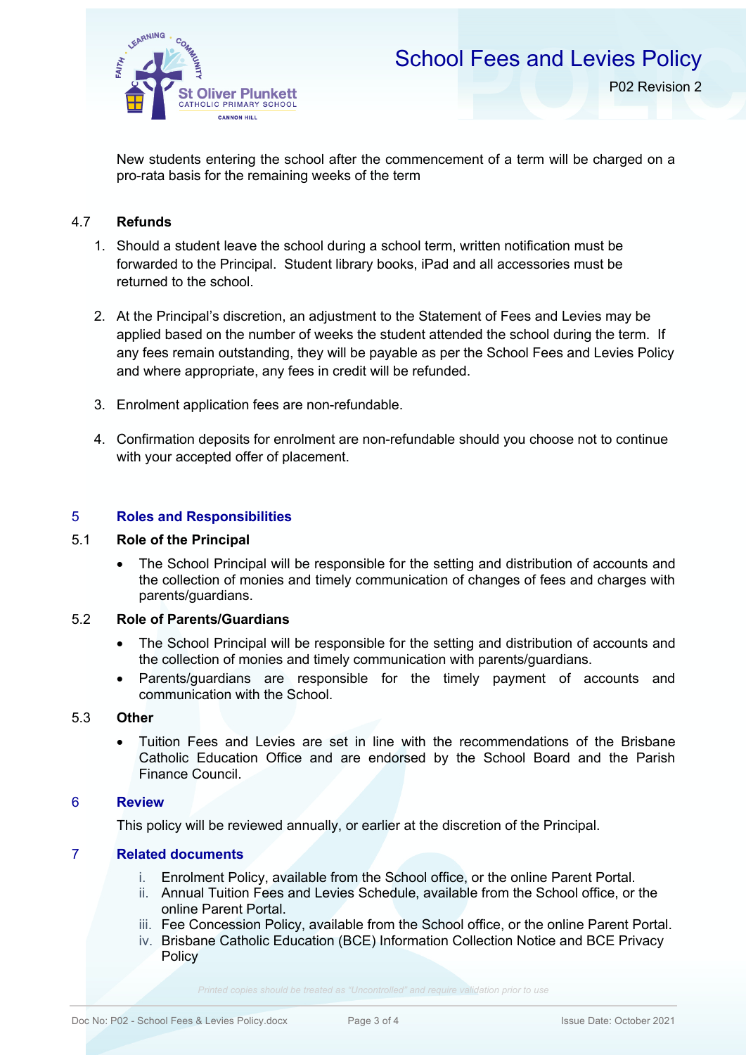New students entering the school after the commencement of a term will be charged on a pro-rata basis for the remaining weeks of the term

### 4.7 Refunds

1. Should a student leave the school during a school term, written notification must be forwarded to the Principal. Student library books, iPad and all accessories must be returned to the school.

2. At the Principal's discretion, an adjustment to the Statement of Fees and Levies may be applied based on the number of weeks the student attended the school during the term. If any fees remain outstanding, they will be payable as per the School Fees and Levies Policy and where appropriate, any fees in credit will be refunded.

3. Enrolment application fees are non-refundable.

4. Confirmation deposits for enrolment are non-refundable should you choose not to continue with your accepted offer of placement.

## 5 Roles and Responsibilities

### 5.1 Role of the Principal

- The School Principal will be responsible for the setting and distribution of accounts and the collection of monies and timely communication of changes of fees and charges with parents/guardians.

### 5.2 Role of Parents/Guardians

- The School Principal will be responsible for the setting and distribution of accounts and the collection of monies and timely communication with parents/guardians.
- Parents/guardians are responsible for the timely payment of accounts and communication with the School.

### 5.3 Other

- Tuition Fees and Levies are set in line with the recommendations of the Brisbane Catholic Education Office and are endorsed by the School Board and the Parish Finance Council.

## 6 Review

This policy will be reviewed annually, or earlier at the discretion of the Principal.

## 7 Related documents

i. Enrolment Policy, available from the School office, or the online Parent Portal.
ii. Annual Tuition Fees and Levies Schedule, available from the School office, or the online Parent Portal.
iii. Fee Concession Policy, available from the School office, or the online Parent Portal.
iv. Brisbane Catholic Education (BCE) Information Collection Notice and BCE Privacy Policy